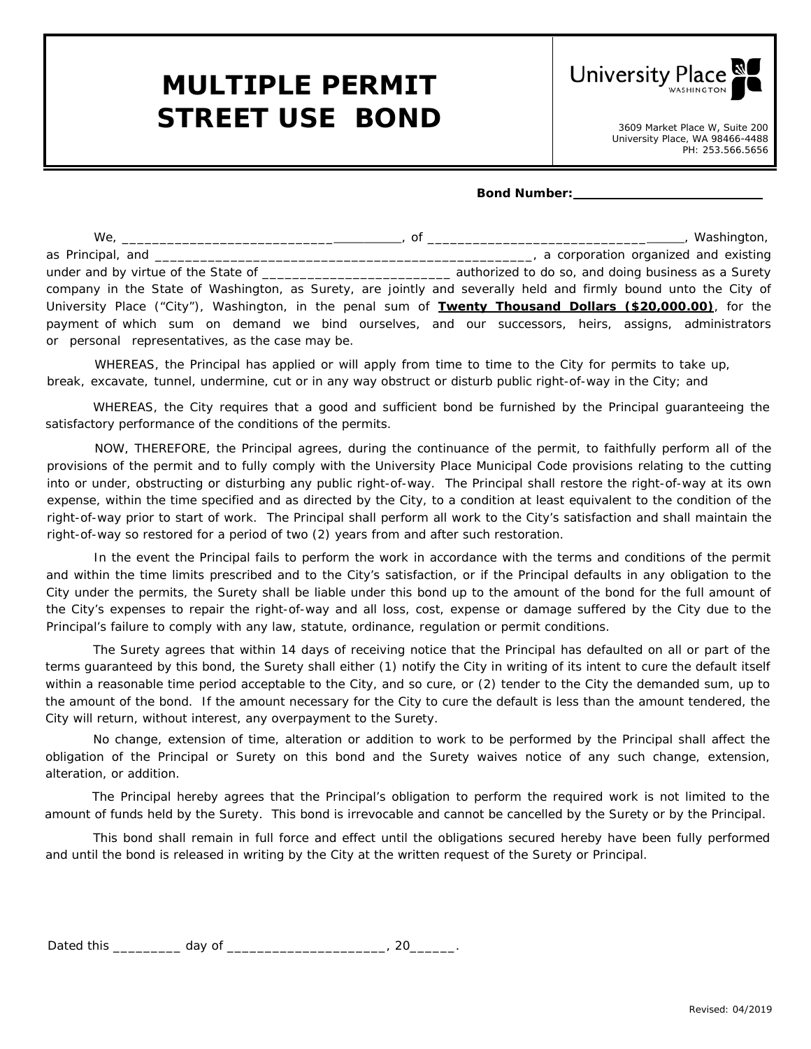# MULTIPLE PERMIT STREET USE BOND

University Place WASHINGTON

3609 Market Place W, Suite 200
University Place, WA 98466-4488
PH: 253.566.5656

**Bond Number:** ___________________________

We, _______________________________________, of ___________________________________, Washington, as Principal, and ______________________________________________________, a corporation organized and existing under and by virtue of the State of __________________________ authorized to do so, and doing business as a Surety company in the State of Washington, as Surety, are jointly and severally held and firmly bound unto the City of University Place ("City"), Washington, in the penal sum of **Twenty Thousand Dollars ($20,000.00)**, for the payment of which sum on demand we bind ourselves, and our successors, heirs, assigns, administrators or personal representatives, as the case may be.

WHEREAS, the Principal has applied or will apply from time to time to the City for permits to take up, break, excavate, tunnel, undermine, cut or in any way obstruct or disturb public right-of-way in the City; and

WHEREAS, the City requires that a good and sufficient bond be furnished by the Principal guaranteeing the satisfactory performance of the conditions of the permits.

NOW, THEREFORE, the Principal agrees, during the continuance of the permit, to faithfully perform all of the provisions of the permit and to fully comply with the University Place Municipal Code provisions relating to the cutting into or under, obstructing or disturbing any public right-of-way. The Principal shall restore the right-of-way at its own expense, within the time specified and as directed by the City, to a condition at least equivalent to the condition of the right-of-way prior to start of work. The Principal shall perform all work to the City's satisfaction and shall maintain the right-of-way so restored for a period of two (2) years from and after such restoration.

In the event the Principal fails to perform the work in accordance with the terms and conditions of the permit and within the time limits prescribed and to the City's satisfaction, or if the Principal defaults in any obligation to the City under the permits, the Surety shall be liable under this bond up to the amount of the bond for the full amount of the City's expenses to repair the right-of-way and all loss, cost, expense or damage suffered by the City due to the Principal's failure to comply with any law, statute, ordinance, regulation or permit conditions.

The Surety agrees that within 14 days of receiving notice that the Principal has defaulted on all or part of the terms guaranteed by this bond, the Surety shall either (1) notify the City in writing of its intent to cure the default itself within a reasonable time period acceptable to the City, and so cure, or (2) tender to the City the demanded sum, up to the amount of the bond. If the amount necessary for the City to cure the default is less than the amount tendered, the City will return, without interest, any overpayment to the Surety.

No change, extension of time, alteration or addition to work to be performed by the Principal shall affect the obligation of the Principal or Surety on this bond and the Surety waives notice of any such change, extension, alteration, or addition.

The Principal hereby agrees that the Principal's obligation to perform the required work is not limited to the amount of funds held by the Surety. This bond is irrevocable and cannot be cancelled by the Surety or by the Principal.

This bond shall remain in full force and effect until the obligations secured hereby have been fully performed and until the bond is released in writing by the City at the written request of the Surety or Principal.

Dated this _________ day of _____________________, 20______.

Revised: 04/2019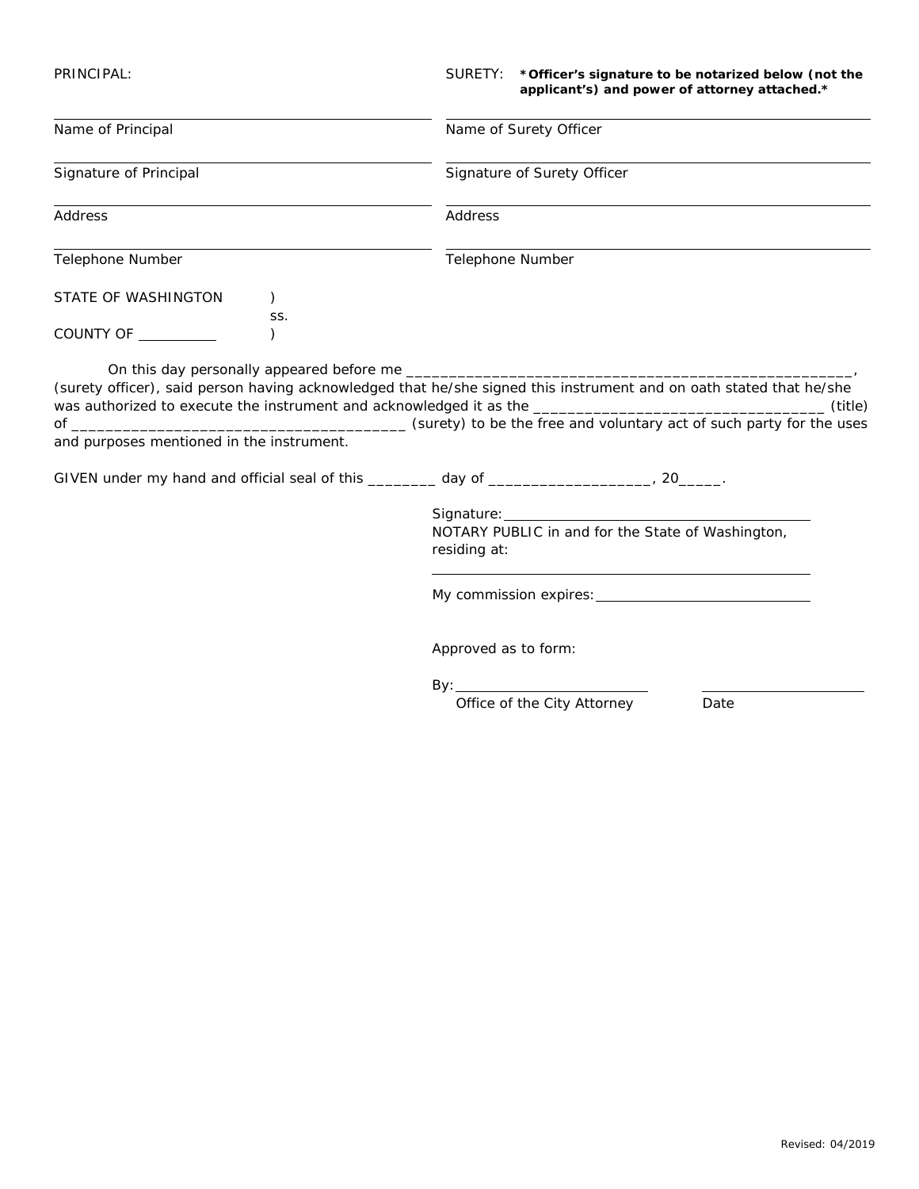| PRINCIPAL: | SURETY: ***Officer's signature to be notarized below (not the applicant's) and power of attorney attached.*** |
|---|---|
| Name of Principal | Name of Surety Officer |
| Signature of Principal | Signature of Surety Officer |
| Address | Address |
| Telephone Number | Telephone Number |

STATE OF WASHINGTON )
ss.
COUNTY OF __________ )

On this day personally appeared before me _____________________________________________________, (surety officer), said person having acknowledged that he/she signed this instrument and on oath stated that he/she was authorized to execute the instrument and acknowledged it as the _________________________________ (title) of _______________________________________ (surety) to be the free and voluntary act of such party for the uses and purposes mentioned in the instrument.

GIVEN under my hand and official seal of this ________ day of ___________________, 20_____.

Signature: ________________________________________
NOTARY PUBLIC in and for the State of Washington, residing at:

________________________________________

My commission expires: ____________________________

Approved as to form:

By: __________________________ __________________________
Office of the City Attorney Date

Revised: 04/2019